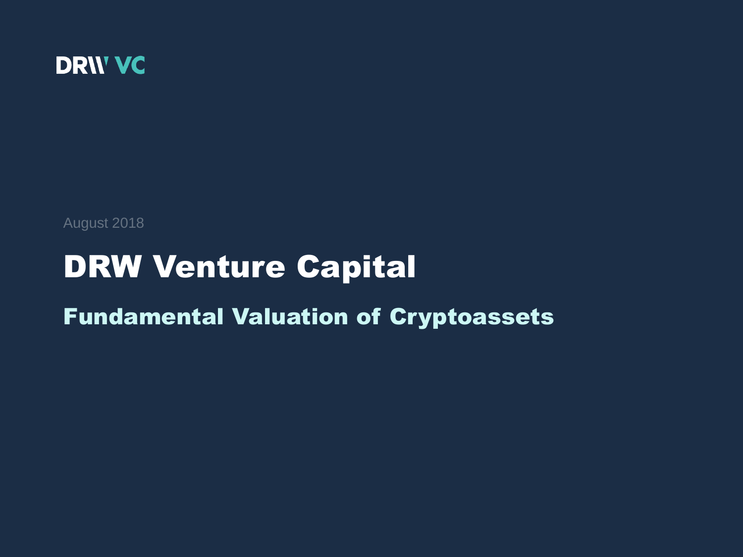DRW VC

August 2018

# DRW Venture Capital

## Fundamental Valuation of Cryptoassets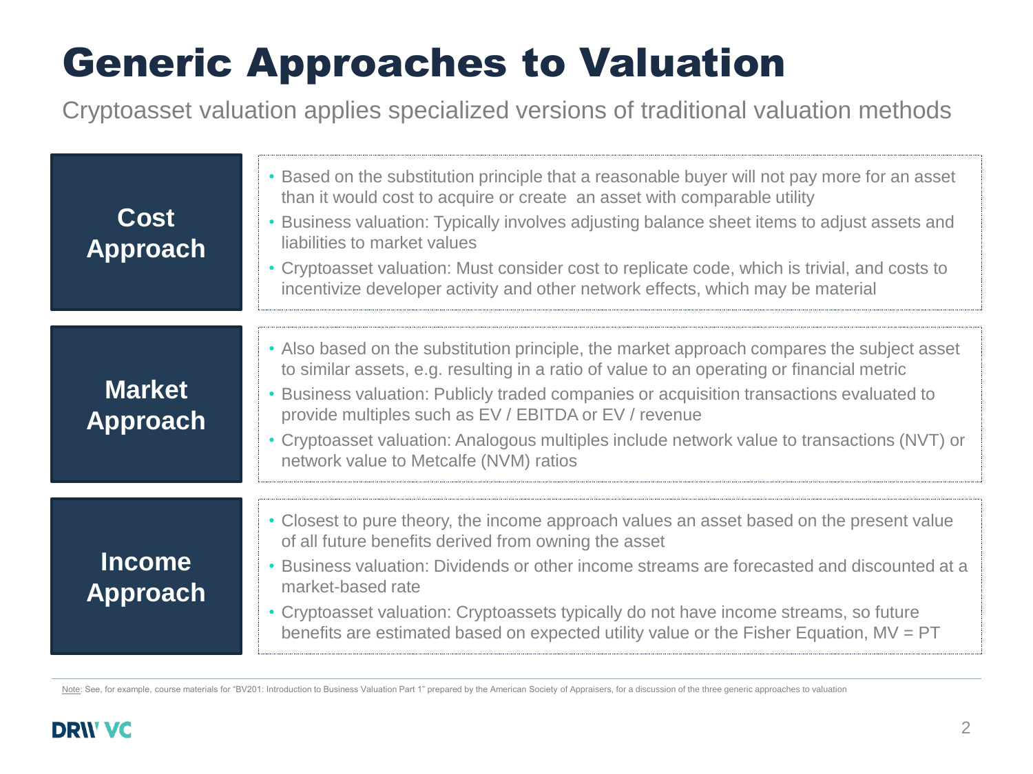# Generic Approaches to Valuation

Cryptoasset valuation applies specialized versions of traditional valuation methods

## Cost Approach

- Based on the substitution principle that a reasonable buyer will not pay more for an asset than it would cost to acquire or create an asset with comparable utility
- Business valuation: Typically involves adjusting balance sheet items to adjust assets and liabilities to market values
- Cryptoasset valuation: Must consider cost to replicate code, which is trivial, and costs to incentivize developer activity and other network effects, which may be material

## Market Approach

- Also based on the substitution principle, the market approach compares the subject asset to similar assets, e.g. resulting in a ratio of value to an operating or financial metric
- Business valuation: Publicly traded companies or acquisition transactions evaluated to provide multiples such as EV / EBITDA or EV / revenue
- Cryptoasset valuation: Analogous multiples include network value to transactions (NVT) or network value to Metcalfe (NVM) ratios

## Income Approach

- Closest to pure theory, the income approach values an asset based on the present value of all future benefits derived from owning the asset
- Business valuation: Dividends or other income streams are forecasted and discounted at a market-based rate
- Cryptoasset valuation: Cryptoassets typically do not have income streams, so future benefits are estimated based on expected utility value or the Fisher Equation, $MV = PT$

Note: See, for example, course materials for "BV201: Introduction to Business Valuation Part 1" prepared by the American Society of Appraisers, for a discussion of the three generic approaches to valuation

DRW VC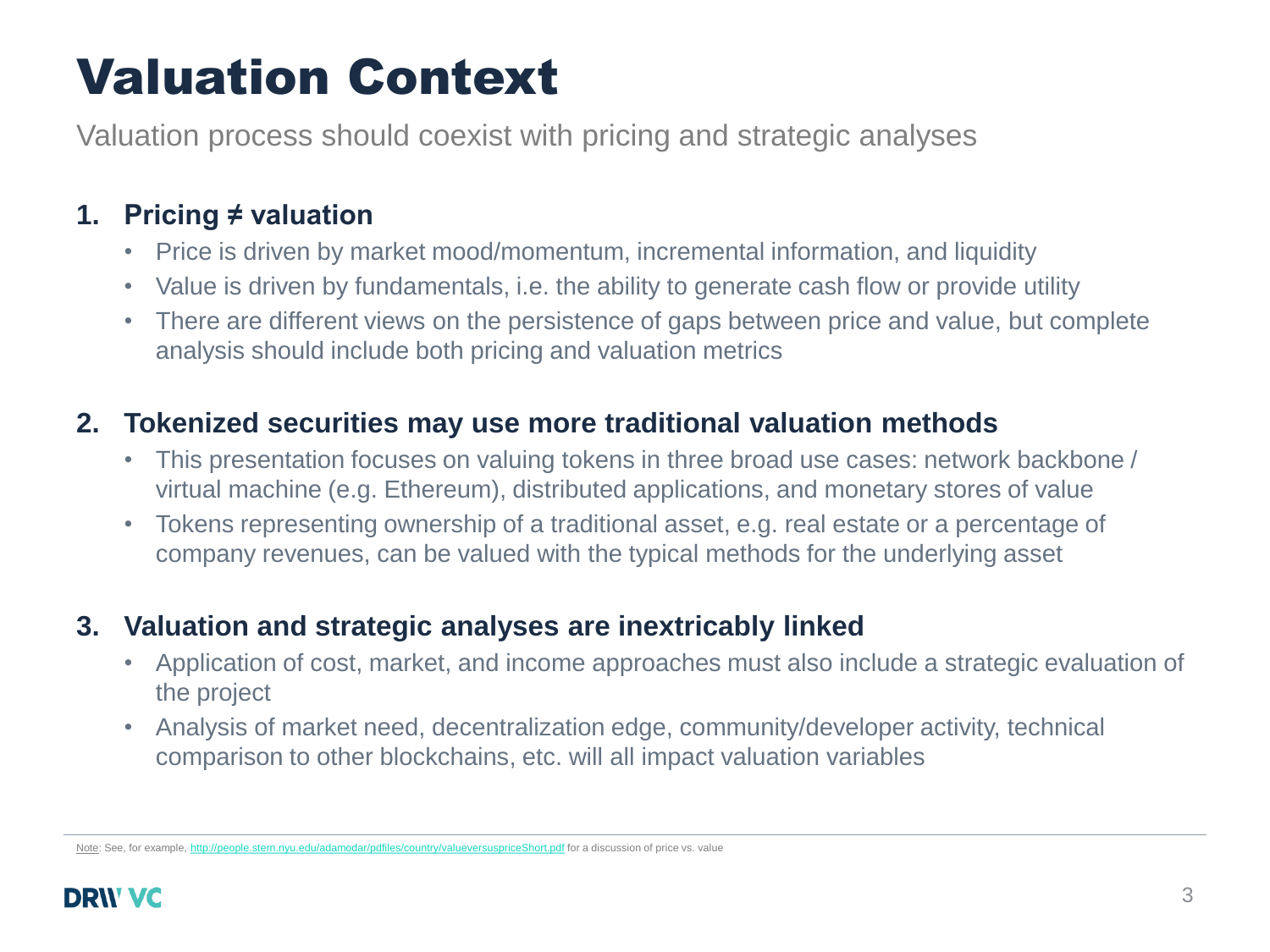# Valuation Context

Valuation process should coexist with pricing and strategic analyses

1. **Pricing ≠ valuation**
   - Price is driven by market mood/momentum, incremental information, and liquidity
   - Value is driven by fundamentals, i.e. the ability to generate cash flow or provide utility
   - There are different views on the persistence of gaps between price and value, but complete analysis should include both pricing and valuation metrics

2. **Tokenized securities may use more traditional valuation methods**
   - This presentation focuses on valuing tokens in three broad use cases: network backbone / virtual machine (e.g. Ethereum), distributed applications, and monetary stores of value
   - Tokens representing ownership of a traditional asset, e.g. real estate or a percentage of company revenues, can be valued with the typical methods for the underlying asset

3. **Valuation and strategic analyses are inextricably linked**
   - Application of cost, market, and income approaches must also include a strategic evaluation of the project
   - Analysis of market need, decentralization edge, community/developer activity, technical comparison to other blockchains, etc. will all impact valuation variables

Note: See, for example, http://people.stern.nyu.edu/adamodar/pdfiles/country/valueversuspriceShort.pdf for a discussion of price vs. value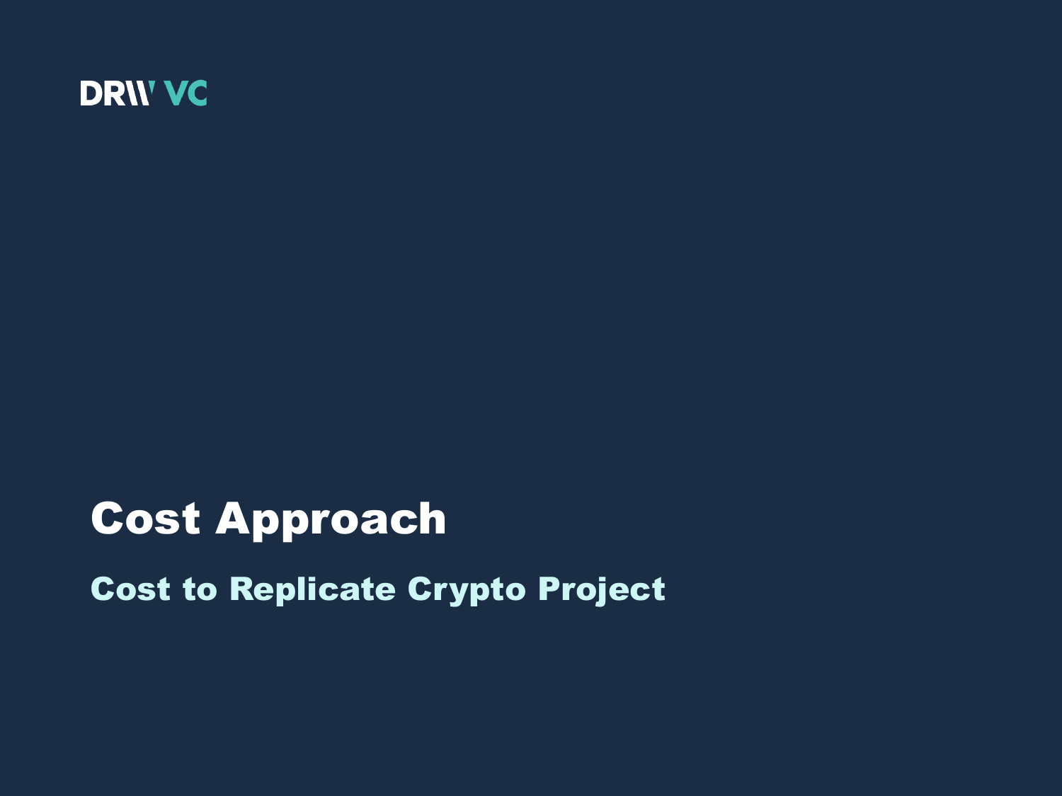DRW VC

# Cost Approach

## Cost to Replicate Crypto Project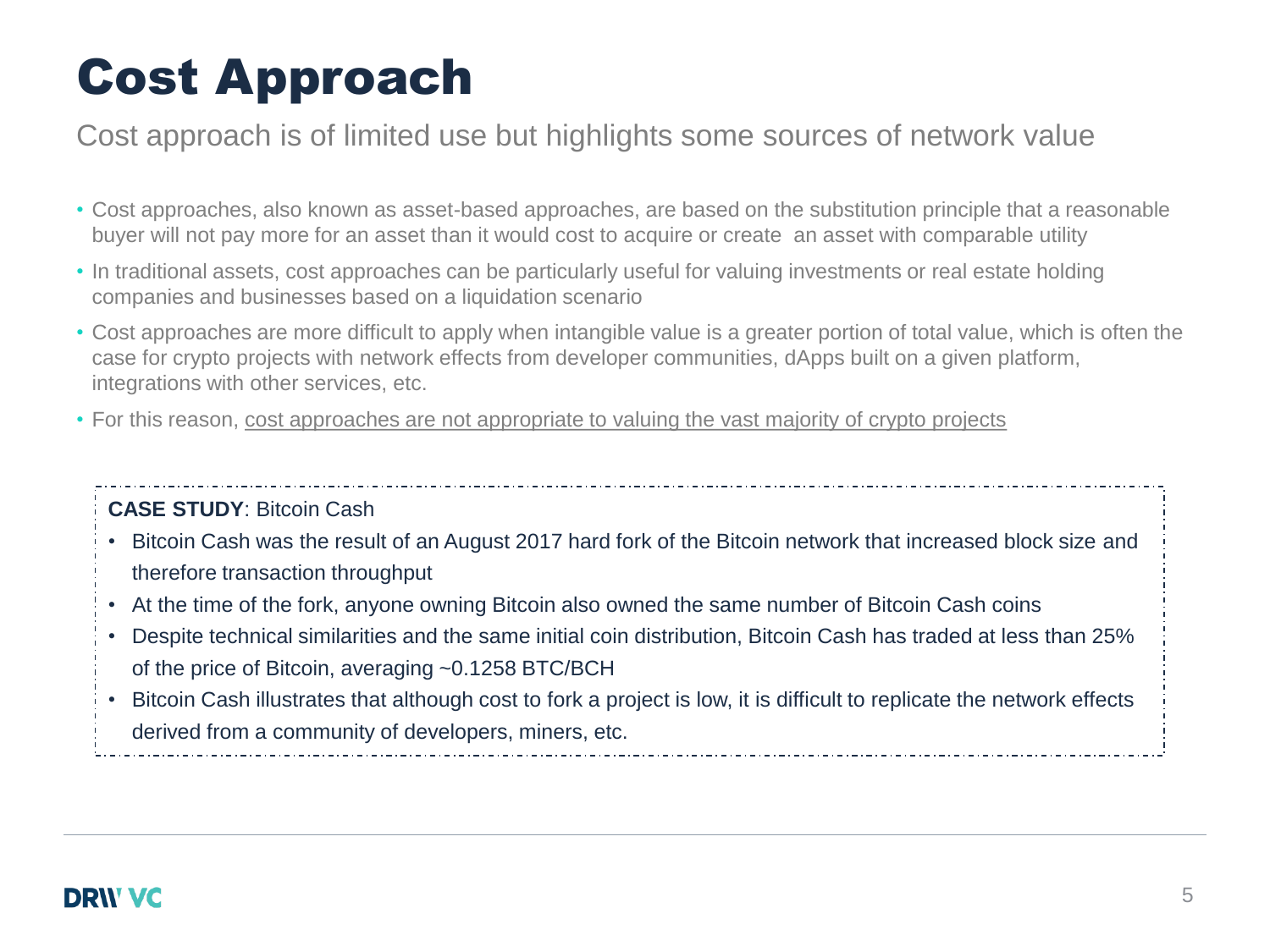# Cost Approach

## Cost approach is of limited use but highlights some sources of network value

- Cost approaches, also known as asset-based approaches, are based on the substitution principle that a reasonable buyer will not pay more for an asset than it would cost to acquire or create an asset with comparable utility
- In traditional assets, cost approaches can be particularly useful for valuing investments or real estate holding companies and businesses based on a liquidation scenario
- Cost approaches are more difficult to apply when intangible value is a greater portion of total value, which is often the case for crypto projects with network effects from developer communities, dApps built on a given platform, integrations with other services, etc.
- For this reason, <u>cost approaches are not appropriate to valuing the vast majority of crypto projects</u>

**CASE STUDY**: Bitcoin Cash

- Bitcoin Cash was the result of an August 2017 hard fork of the Bitcoin network that increased block size and therefore transaction throughput
- At the time of the fork, anyone owning Bitcoin also owned the same number of Bitcoin Cash coins
- Despite technical similarities and the same initial coin distribution, Bitcoin Cash has traded at less than 25% of the price of Bitcoin, averaging ~0.1258 BTC/BCH
- Bitcoin Cash illustrates that although cost to fork a project is low, it is difficult to replicate the network effects derived from a community of developers, miners, etc.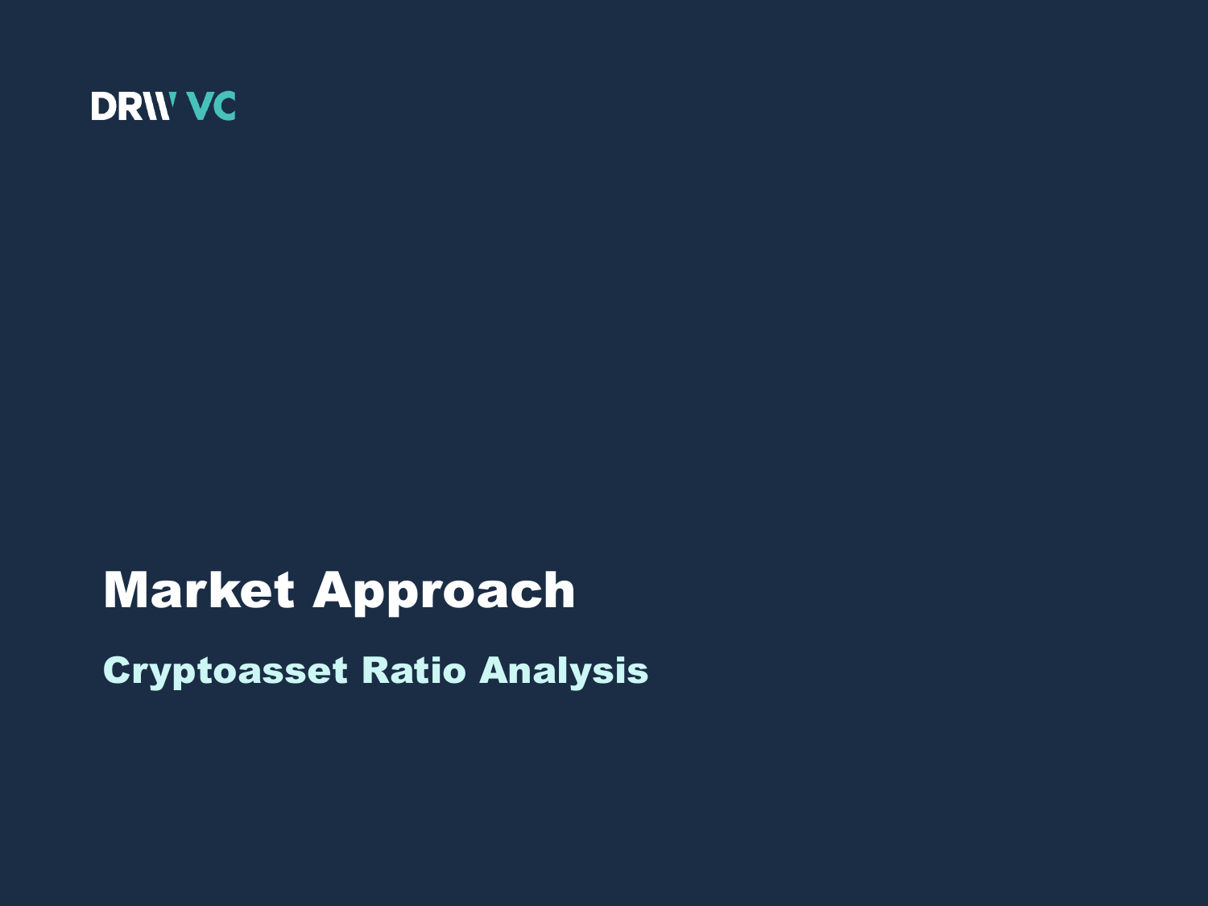DRW VC

# Market Approach

## Cryptoasset Ratio Analysis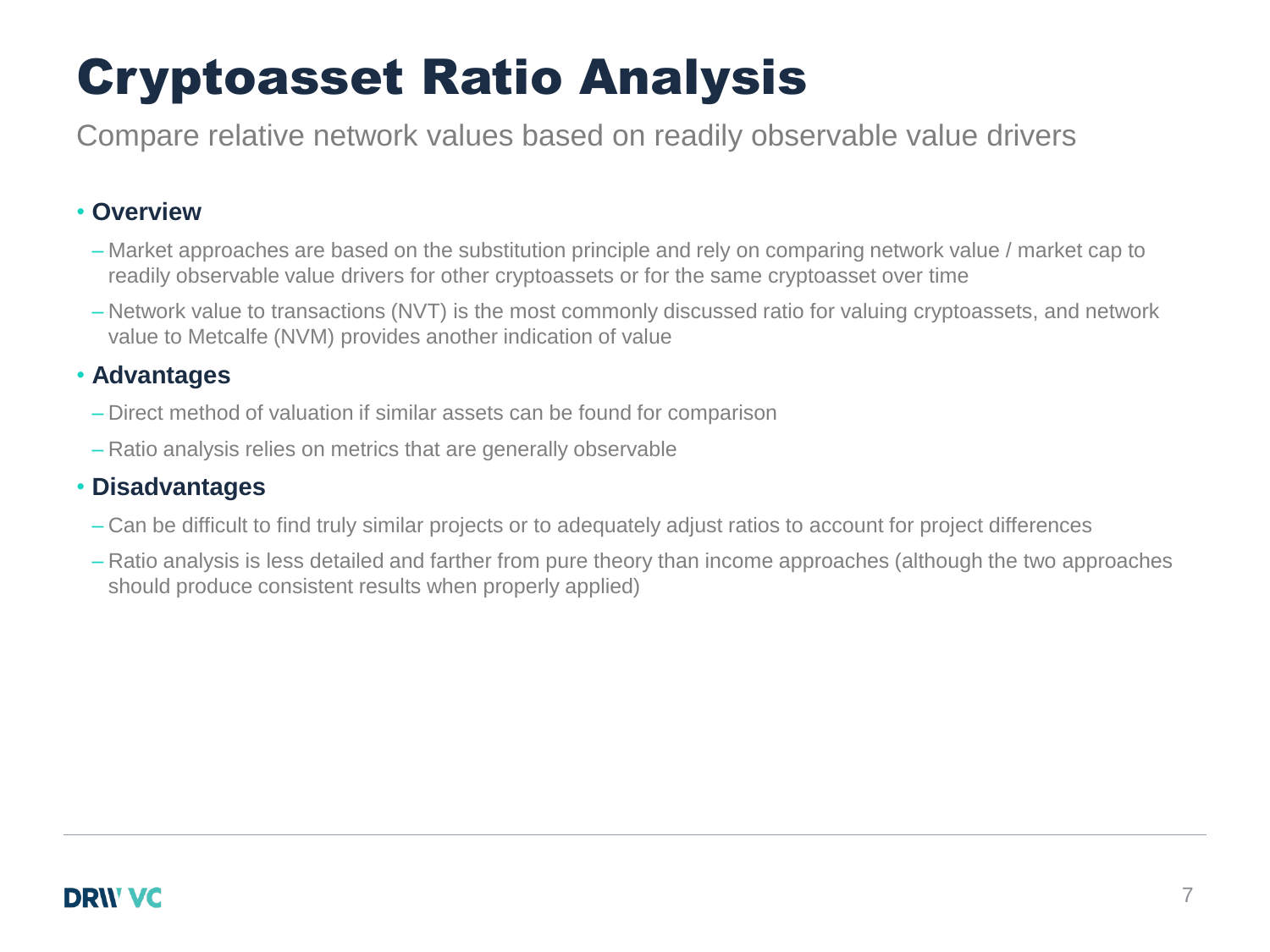# Cryptoasset Ratio Analysis

Compare relative network values based on readily observable value drivers

- **Overview**
  - Market approaches are based on the substitution principle and rely on comparing network value / market cap to readily observable value drivers for other cryptoassets or for the same cryptoasset over time
  - Network value to transactions (NVT) is the most commonly discussed ratio for valuing cryptoassets, and network value to Metcalfe (NVM) provides another indication of value
- **Advantages**
  - Direct method of valuation if similar assets can be found for comparison
  - Ratio analysis relies on metrics that are generally observable
- **Disadvantages**
  - Can be difficult to find truly similar projects or to adequately adjust ratios to account for project differences
  - Ratio analysis is less detailed and farther from pure theory than income approaches (although the two approaches should produce consistent results when properly applied)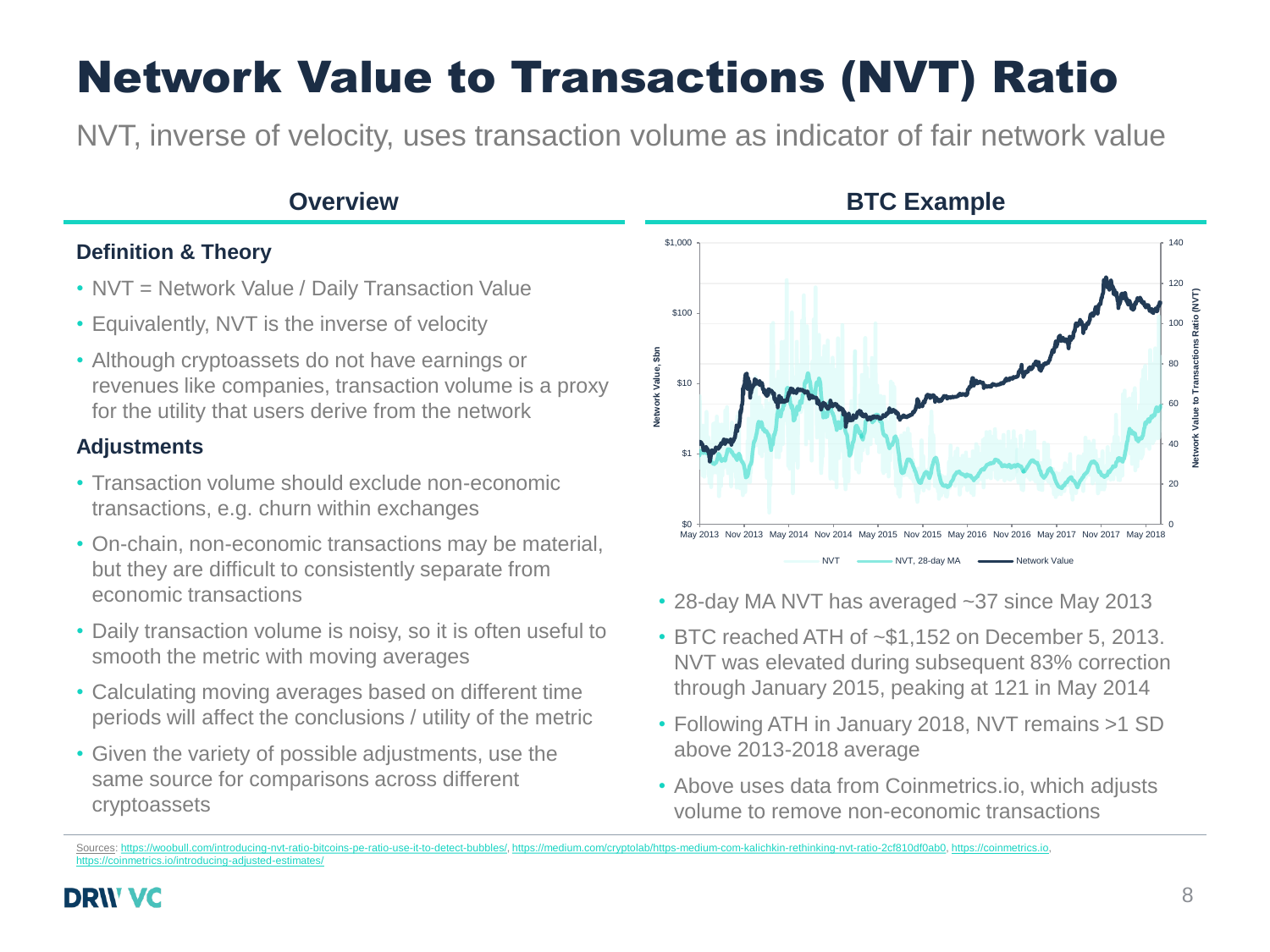# Network Value to Transactions (NVT) Ratio

NVT, inverse of velocity, uses transaction volume as indicator of fair network value

## Overview

### Definition & Theory

- NVT = Network Value / Daily Transaction Value
- Equivalently, NVT is the inverse of velocity
- Although cryptoassets do not have earnings or revenues like companies, transaction volume is a proxy for the utility that users derive from the network

### Adjustments

- Transaction volume should exclude non-economic transactions, e.g. churn within exchanges
- On-chain, non-economic transactions may be material, but they are difficult to consistently separate from economic transactions
- Daily transaction volume is noisy, so it is often useful to smooth the metric with moving averages
- Calculating moving averages based on different time periods will affect the conclusions / utility of the metric
- Given the variety of possible adjustments, use the same source for comparisons across different cryptoassets

## BTC Example

- 28-day MA NVT has averaged ~37 since May 2013
- BTC reached ATH of ~$1,152 on December 5, 2013. NVT was elevated during subsequent 83% correction through January 2015, peaking at 121 in May 2014
- Following ATH in January 2018, NVT remains >1 SD above 2013-2018 average
- Above uses data from Coinmetrics.io, which adjusts volume to remove non-economic transactions

Sources: https://woobull.com/introducing-nvt-ratio-bitcoins-pe-ratio-use-it-to-detect-bubbles/, https://medium.com/cryptolab/https-medium-com-kalichkin-rethinking-nvt-ratio-2cf810df0ab0, https://coinmetrics.io, https://coinmetrics.io/introducing-adjusted-estimates/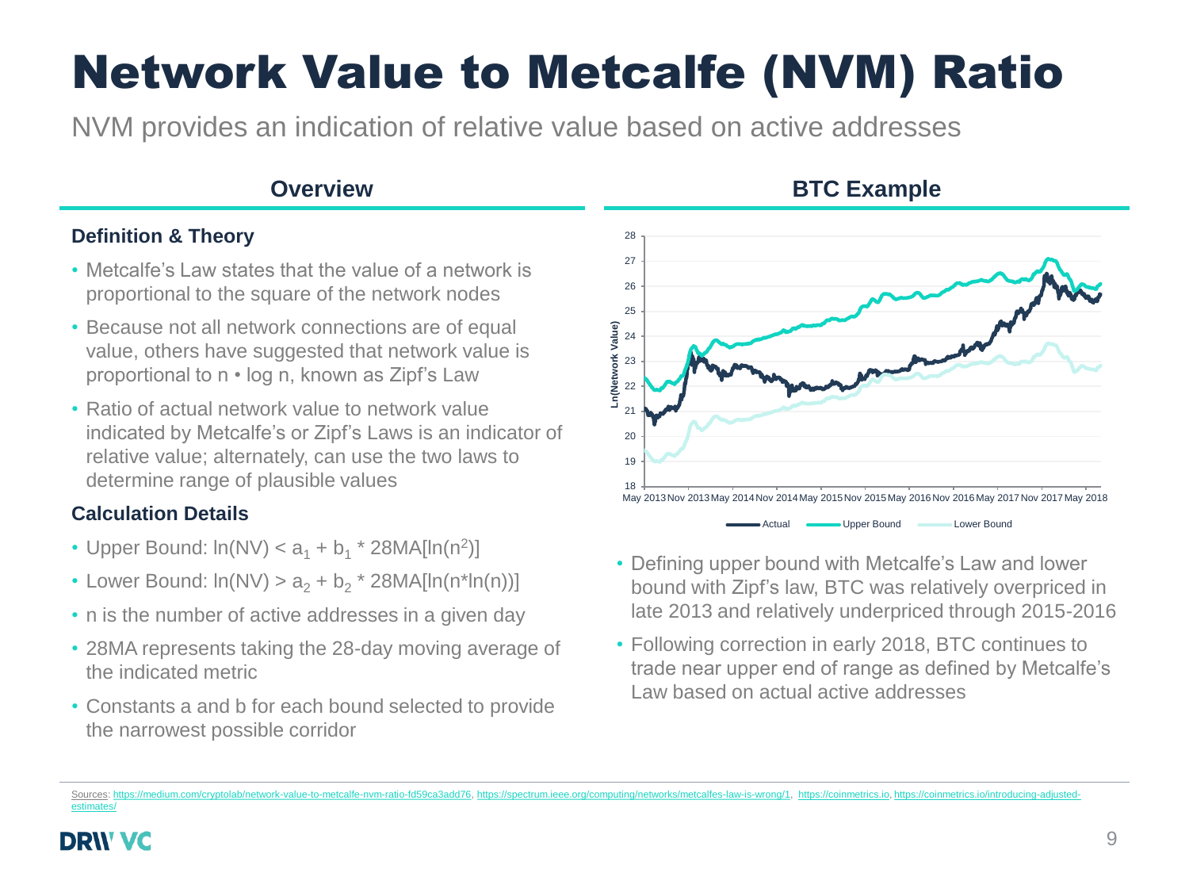# Network Value to Metcalfe (NVM) Ratio

NVM provides an indication of relative value based on active addresses

## Overview

### Definition & Theory

- Metcalfe's Law states that the value of a network is proportional to the square of the network nodes
- Because not all network connections are of equal value, others have suggested that network value is proportional to n • log n, known as Zipf's Law
- Ratio of actual network value to network value indicated by Metcalfe's or Zipf's Laws is an indicator of relative value; alternately, can use the two laws to determine range of plausible values

### Calculation Details

- Upper Bound: $\ln(NV) < a_1 + b_1 * 28MA[\ln(n^2)]$
- Lower Bound: $\ln(NV) > a_2 + b_2 * 28MA[\ln(n*\ln(n))]$
- n is the number of active addresses in a given day
- 28MA represents taking the 28-day moving average of the indicated metric
- Constants a and b for each bound selected to provide the narrowest possible corridor

## BTC Example

- Defining upper bound with Metcalfe's Law and lower bound with Zipf's law, BTC was relatively overpriced in late 2013 and relatively underpriced through 2015-2016
- Following correction in early 2018, BTC continues to trade near upper end of range as defined by Metcalfe's Law based on actual active addresses

Sources: https://medium.com/cryptolab/network-value-to-metcalfe-nvm-ratio-fd59ca3add76, https://spectrum.ieee.org/computing/networks/metcalfes-law-is-wrong/1, https://coinmetrics.io, https://coinmetrics.io/introducing-adjusted-estimates/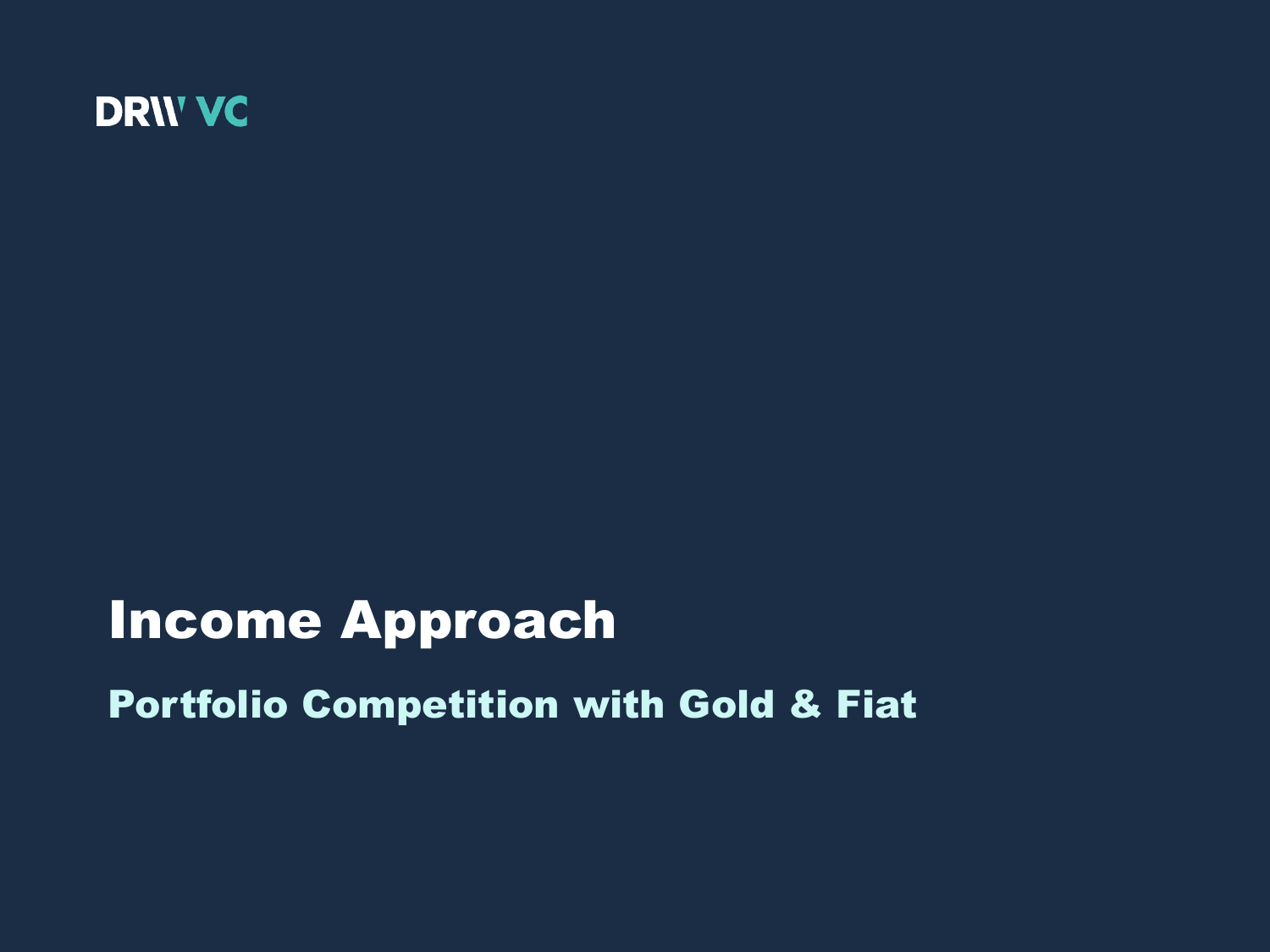DRW VC

# Income Approach

## Portfolio Competition with Gold & Fiat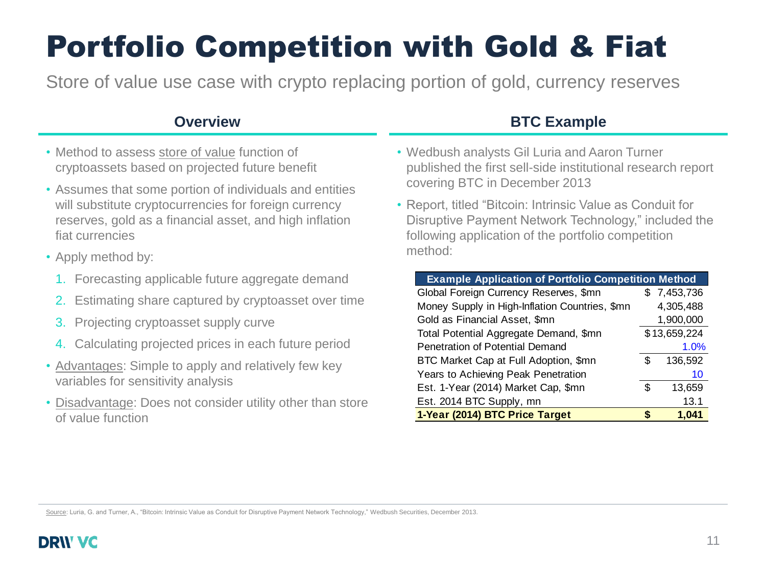# Portfolio Competition with Gold & Fiat

Store of value use case with crypto replacing portion of gold, currency reserves

## Overview

- Method to assess store of value function of cryptoassets based on projected future benefit
- Assumes that some portion of individuals and entities will substitute cryptocurrencies for foreign currency reserves, gold as a financial asset, and high inflation fiat currencies
- Apply method by:
  1. Forecasting applicable future aggregate demand
  2. Estimating share captured by cryptoasset over time
  3. Projecting cryptoasset supply curve
  4. Calculating projected prices in each future period
- Advantages: Simple to apply and relatively few key variables for sensitivity analysis
- Disadvantage: Does not consider utility other than store of value function

## BTC Example

- Wedbush analysts Gil Luria and Aaron Turner published the first sell-side institutional research report covering BTC in December 2013
- Report, titled "Bitcoin: Intrinsic Value as Conduit for Disruptive Payment Network Technology," included the following application of the portfolio competition method:

| Example Application of Portfolio Competition Method | |
|---|---|
| Global Foreign Currency Reserves, $mn | $ 7,453,736 |
| Money Supply in High-Inflation Countries, $mn | 4,305,488 |
| Gold as Financial Asset, $mn | 1,900,000 |
| Total Potential Aggregate Demand, $mn | $13,659,224 |
| Penetration of Potential Demand | 1.0% |
| BTC Market Cap at Full Adoption, $mn | $ 136,592 |
| Years to Achieving Peak Penetration | 10 |
| Est. 1-Year (2014) Market Cap, $mn | $ 13,659 |
| Est. 2014 BTC Supply, mn | 13.1 |
| **1-Year (2014) BTC Price Target** | **$ 1,041** |

Source: Luria, G. and Turner, A., "Bitcoin: Intrinsic Value as Conduit for Disruptive Payment Network Technology," Wedbush Securities, December 2013.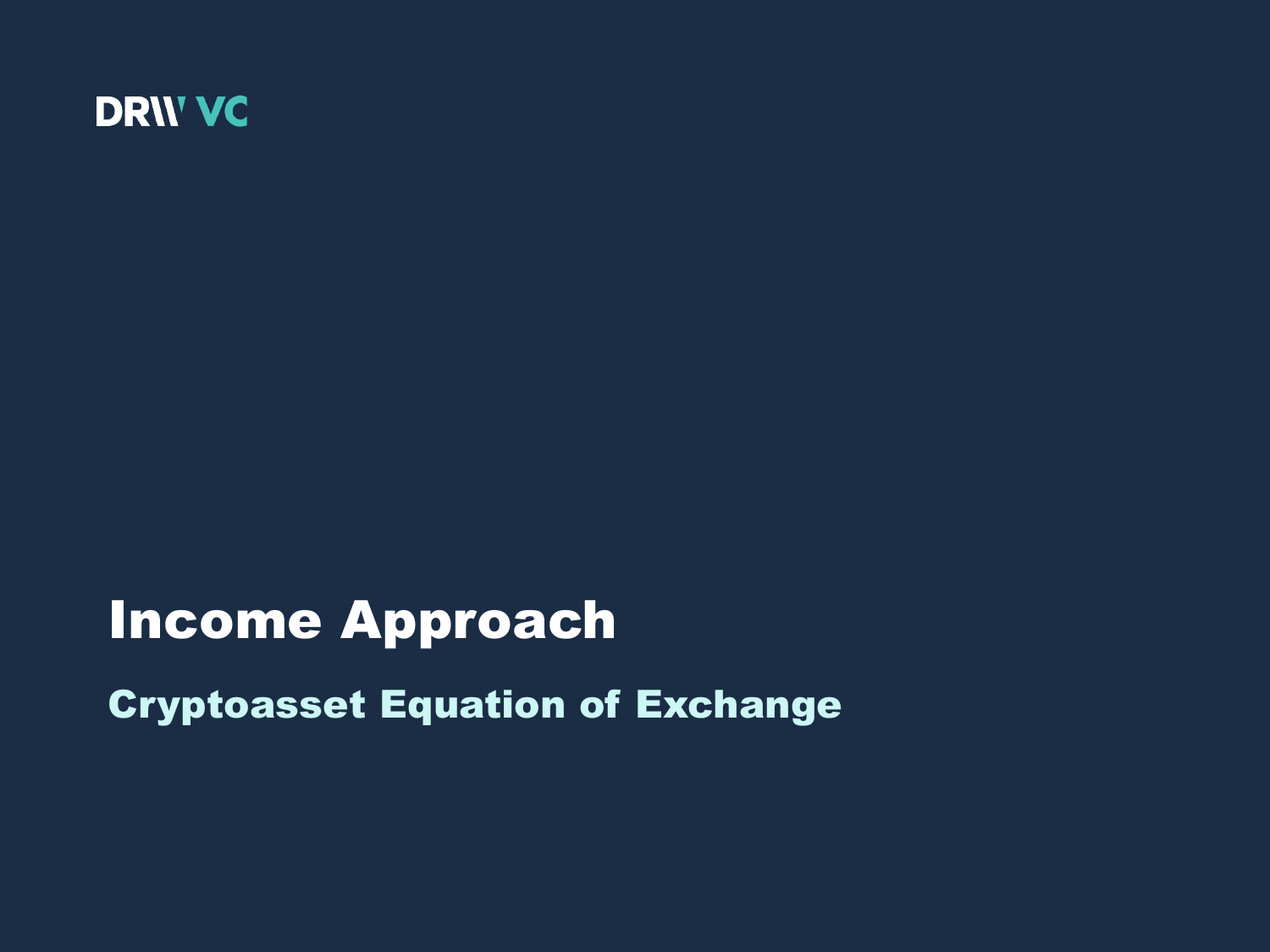DRW VC

# Income Approach

## Cryptoasset Equation of Exchange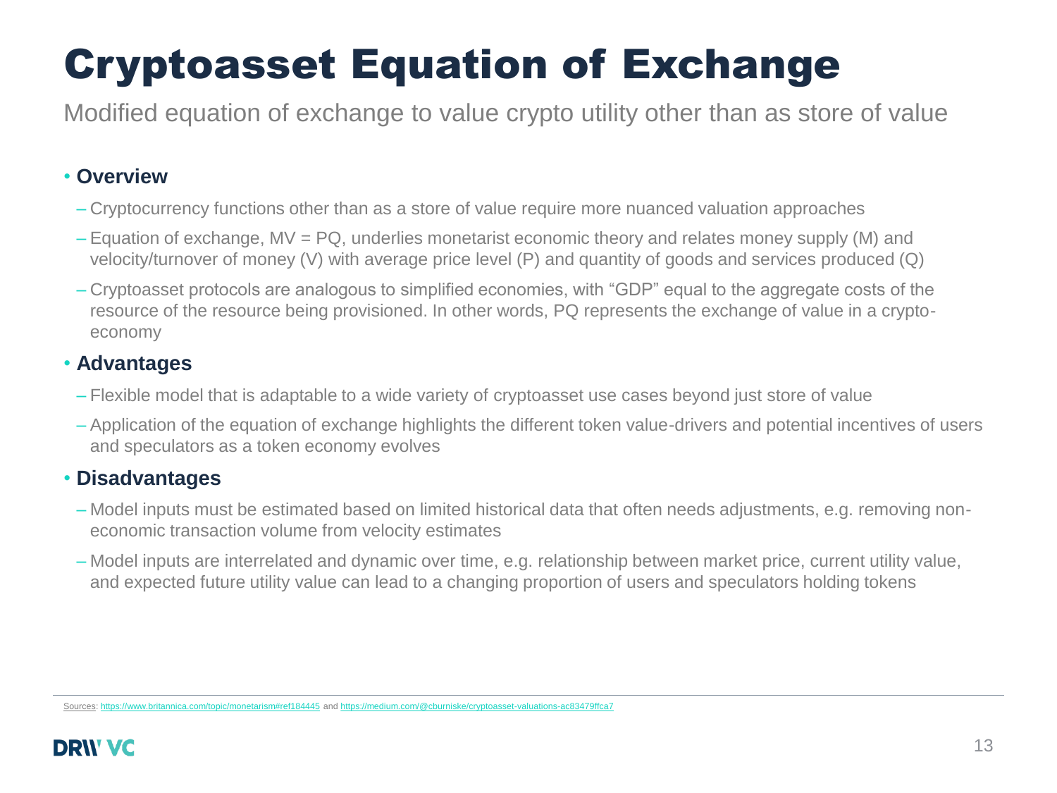# Cryptoasset Equation of Exchange

Modified equation of exchange to value crypto utility other than as store of value

- **Overview**
  - Cryptocurrency functions other than as a store of value require more nuanced valuation approaches
  - Equation of exchange, $MV = PQ$, underlies monetarist economic theory and relates money supply (M) and velocity/turnover of money (V) with average price level (P) and quantity of goods and services produced (Q)
  - Cryptoasset protocols are analogous to simplified economies, with "GDP" equal to the aggregate costs of the resource of the resource being provisioned. In other words, PQ represents the exchange of value in a crypto-economy
- **Advantages**
  - Flexible model that is adaptable to a wide variety of cryptoasset use cases beyond just store of value
  - Application of the equation of exchange highlights the different token value-drivers and potential incentives of users and speculators as a token economy evolves
- **Disadvantages**
  - Model inputs must be estimated based on limited historical data that often needs adjustments, e.g. removing non-economic transaction volume from velocity estimates
  - Model inputs are interrelated and dynamic over time, e.g. relationship between market price, current utility value, and expected future utility value can lead to a changing proportion of users and speculators holding tokens

Sources: https://www.britannica.com/topic/monetarism#ref184445 and https://medium.com/@cburniske/cryptoasset-valuations-ac83479ffca7

DRW VC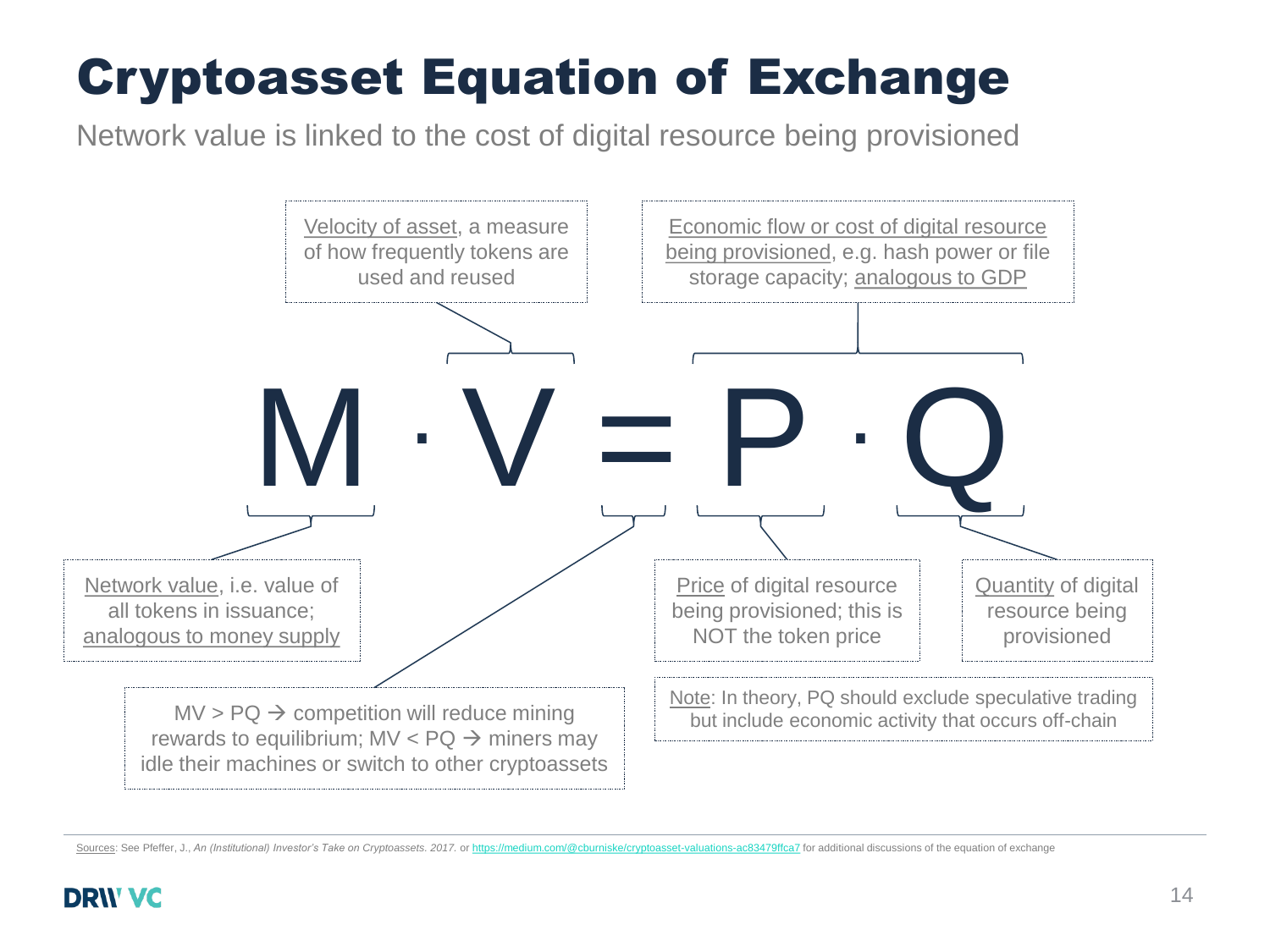# Cryptoasset Equation of Exchange

Network value is linked to the cost of digital resource being provisioned

$$M \cdot V = P \cdot Q$$

- **M**: Network value, i.e. value of all tokens in issuance; analogous to money supply
- **V**: Velocity of asset, a measure of how frequently tokens are used and reused
- **P · Q**: Economic flow or cost of digital resource being provisioned, e.g. hash power or file storage capacity; analogous to GDP
- **P**: Price of digital resource being provisioned; this is NOT the token price
- **Q**: Quantity of digital resource being provisioned
- **=**: MV > PQ → competition will reduce mining rewards to equilibrium; MV < PQ → miners may idle their machines or switch to other cryptoassets

Note: In theory, PQ should exclude speculative trading but include economic activity that occurs off-chain

Sources: See Pfeffer, J., *An (Institutional) Investor's Take on Cryptoassets. 2017.* or https://medium.com/@cburniske/cryptoasset-valuations-ac83479ffca7 for additional discussions of the equation of exchange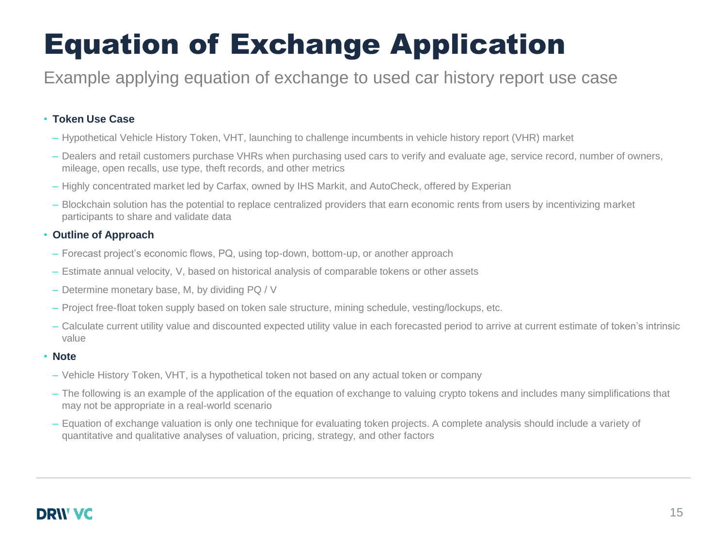# Equation of Exchange Application

Example applying equation of exchange to used car history report use case

- **Token Use Case**
  - Hypothetical Vehicle History Token, VHT, launching to challenge incumbents in vehicle history report (VHR) market
  - Dealers and retail customers purchase VHRs when purchasing used cars to verify and evaluate age, service record, number of owners, mileage, open recalls, use type, theft records, and other metrics
  - Highly concentrated market led by Carfax, owned by IHS Markit, and AutoCheck, offered by Experian
  - Blockchain solution has the potential to replace centralized providers that earn economic rents from users by incentivizing market participants to share and validate data
- **Outline of Approach**
  - Forecast project's economic flows, PQ, using top-down, bottom-up, or another approach
  - Estimate annual velocity, V, based on historical analysis of comparable tokens or other assets
  - Determine monetary base, M, by dividing PQ / V
  - Project free-float token supply based on token sale structure, mining schedule, vesting/lockups, etc.
  - Calculate current utility value and discounted expected utility value in each forecasted period to arrive at current estimate of token's intrinsic value
- **Note**
  - Vehicle History Token, VHT, is a hypothetical token not based on any actual token or company
  - The following is an example of the application of the equation of exchange to valuing crypto tokens and includes many simplifications that may not be appropriate in a real-world scenario
  - Equation of exchange valuation is only one technique for evaluating token projects. A complete analysis should include a variety of quantitative and qualitative analyses of valuation, pricing, strategy, and other factors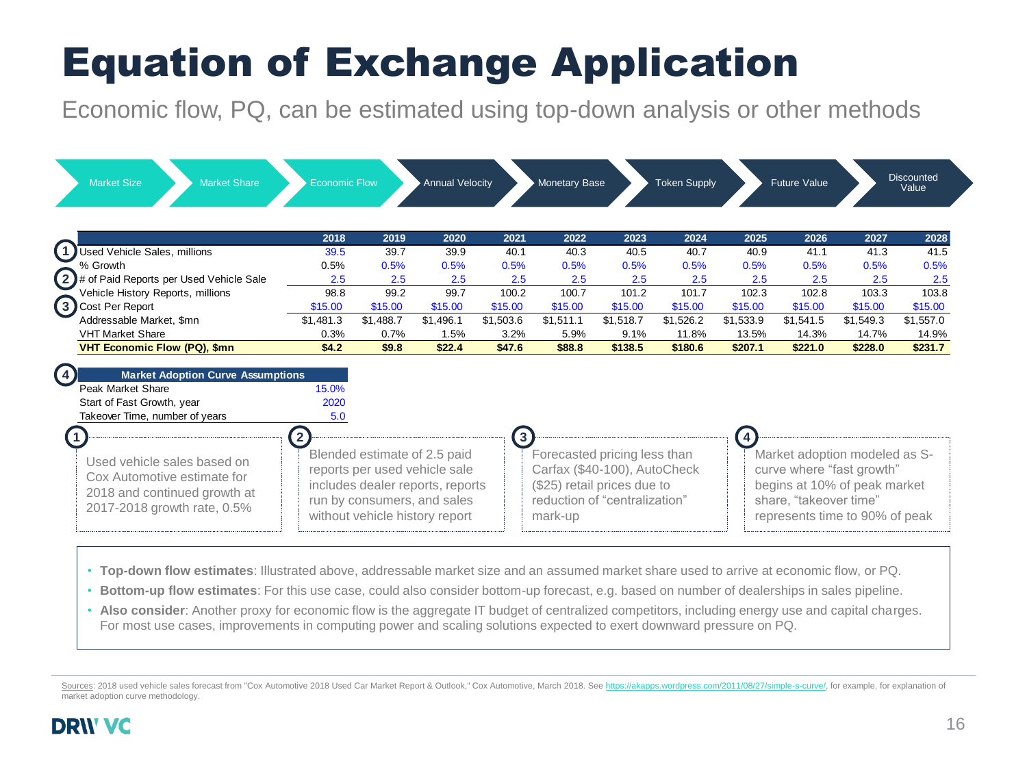# Equation of Exchange Application

Economic flow, PQ, can be estimated using top-down analysis or other methods

Market Size → Market Share → Economic Flow → Annual Velocity → Monetary Base → Token Supply → Future Value → Discounted Value

| | 2018 | 2019 | 2020 | 2021 | 2022 | 2023 | 2024 | 2025 | 2026 | 2027 | 2028 |
|---|---|---|---|---|---|---|---|---|---|---|---|
| (1) Used Vehicle Sales, millions | 39.5 | 39.7 | 39.9 | 40.1 | 40.3 | 40.5 | 40.7 | 40.9 | 41.1 | 41.3 | 41.5 |
| % Growth | 0.5% | 0.5% | 0.5% | 0.5% | 0.5% | 0.5% | 0.5% | 0.5% | 0.5% | 0.5% | 0.5% |
| (2) # of Paid Reports per Used Vehicle Sale | 2.5 | 2.5 | 2.5 | 2.5 | 2.5 | 2.5 | 2.5 | 2.5 | 2.5 | 2.5 | 2.5 |
| Vehicle History Reports, millions | 98.8 | 99.2 | 99.7 | 100.2 | 100.7 | 101.2 | 101.7 | 102.3 | 102.8 | 103.3 | 103.8 |
| (3) Cost Per Report | $15.00 | $15.00 | $15.00 | $15.00 | $15.00 | $15.00 | $15.00 | $15.00 | $15.00 | $15.00 | $15.00 |
| Addressable Market, $mn | $1,481.3 | $1,488.7 | $1,496.1 | $1,503.6 | $1,511.1 | $1,518.7 | $1,526.2 | $1,533.9 | $1,541.5 | $1,549.3 | $1,557.0 |
| VHT Market Share | 0.3% | 0.7% | 1.5% | 3.2% | 5.9% | 9.1% | 11.8% | 13.5% | 14.3% | 14.7% | 14.9% |
| **VHT Economic Flow (PQ), $mn** | **$4.2** | **$9.8** | **$22.4** | **$47.6** | **$88.8** | **$138.5** | **$180.6** | **$207.1** | **$221.0** | **$228.0** | **$231.7** |

(4)

| Market Adoption Curve Assumptions | |
|---|---|
| Peak Market Share | 15.0% |
| Start of Fast Growth, year | 2020 |
| Takeover Time, number of years | 5.0 |

1. Used vehicle sales based on Cox Automotive estimate for 2018 and continued growth at 2017-2018 growth rate, 0.5%
2. Blended estimate of 2.5 paid reports per used vehicle sale includes dealer reports, reports run by consumers, and sales without vehicle history report
3. Forecasted pricing less than Carfax ($40-100), AutoCheck ($25) retail prices due to reduction of "centralization" mark-up
4. Market adoption modeled as S-curve where "fast growth" begins at 10% of peak market share, "takeover time" represents time to 90% of peak

- **Top-down flow estimates**: Illustrated above, addressable market size and an assumed market share used to arrive at economic flow, or PQ.
- **Bottom-up flow estimates**: For this use case, could also consider bottom-up forecast, e.g. based on number of dealerships in sales pipeline.
- **Also consider**: Another proxy for economic flow is the aggregate IT budget of centralized competitors, including energy use and capital charges. For most use cases, improvements in computing power and scaling solutions expected to exert downward pressure on PQ.

Sources: 2018 used vehicle sales forecast from "Cox Automotive 2018 Used Car Market Report & Outlook," Cox Automotive, March 2018. See https://akapps.wordpress.com/2011/08/27/simple-s-curve/, for example, for explanation of market adoption curve methodology.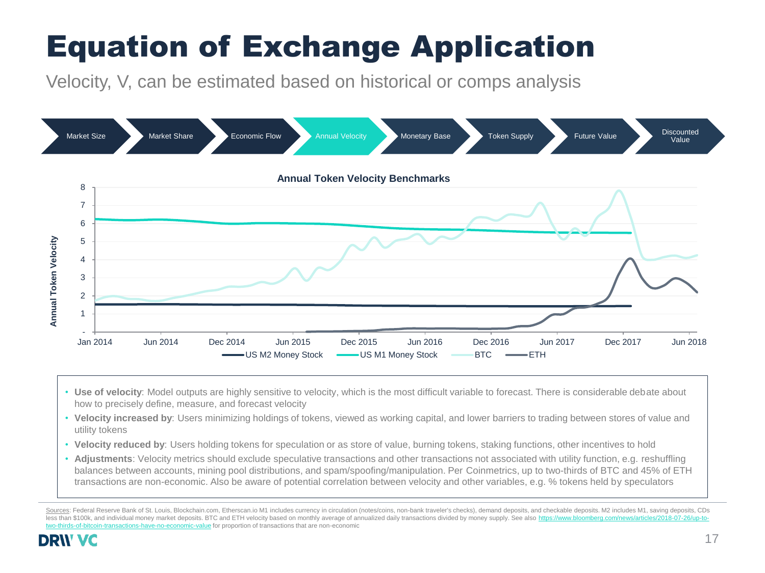# Equation of Exchange Application

Velocity, V, can be estimated based on historical or comps analysis

Market Size → Market Share → Economic Flow → **Annual Velocity** → Monetary Base → Token Supply → Future Value → Discounted Value

**Annual Token Velocity Benchmarks**

- **Use of velocity**: Model outputs are highly sensitive to velocity, which is the most difficult variable to forecast. There is considerable debate about how to precisely define, measure, and forecast velocity
- **Velocity increased by**: Users minimizing holdings of tokens, viewed as working capital, and lower barriers to trading between stores of value and utility tokens
- **Velocity reduced by**: Users holding tokens for speculation or as store of value, burning tokens, staking functions, other incentives to hold
- **Adjustments**: Velocity metrics should exclude speculative transactions and other transactions not associated with utility function, e.g. reshuffling balances between accounts, mining pool distributions, and spam/spoofing/manipulation. Per Coinmetrics, up to two-thirds of BTC and 45% of ETH transactions are non-economic. Also be aware of potential correlation between velocity and other variables, e.g. % tokens held by speculators

Sources: Federal Reserve Bank of St. Louis, Blockchain.com, Etherscan.io M1 includes currency in circulation (notes/coins, non-bank traveler's checks), demand deposits, and checkable deposits. M2 includes M1, saving deposits, CDs less than $100k, and individual money market deposits. BTC and ETH velocity based on monthly average of annualized daily transactions divided by money supply. See also https://www.bloomberg.com/news/articles/2018-07-26/up-to-two-thirds-of-bitcoin-transactions-have-no-economic-value for proportion of transactions that are non-economic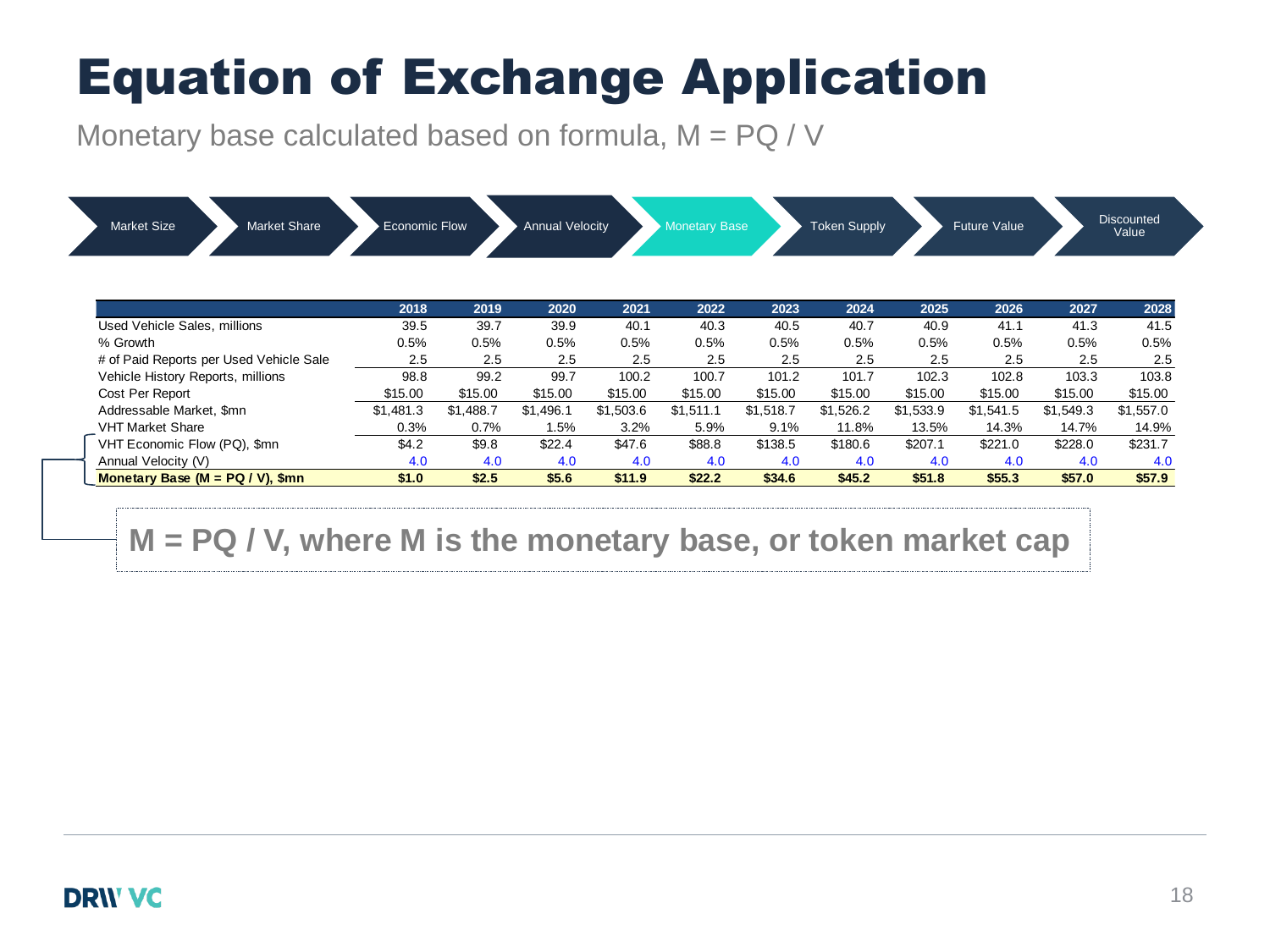# Equation of Exchange Application

Monetary base calculated based on formula, $M = PQ / V$

Market Size → Market Share → Economic Flow → Annual Velocity → **Monetary Base** → Token Supply → Future Value → Discounted Value

| | 2018 | 2019 | 2020 | 2021 | 2022 | 2023 | 2024 | 2025 | 2026 | 2027 | 2028 |
|---|---|---|---|---|---|---|---|---|---|---|---|
| Used Vehicle Sales, millions | 39.5 | 39.7 | 39.9 | 40.1 | 40.3 | 40.5 | 40.7 | 40.9 | 41.1 | 41.3 | 41.5 |
| % Growth | 0.5% | 0.5% | 0.5% | 0.5% | 0.5% | 0.5% | 0.5% | 0.5% | 0.5% | 0.5% | 0.5% |
| # of Paid Reports per Used Vehicle Sale | 2.5 | 2.5 | 2.5 | 2.5 | 2.5 | 2.5 | 2.5 | 2.5 | 2.5 | 2.5 | 2.5 |
| Vehicle History Reports, millions | 98.8 | 99.2 | 99.7 | 100.2 | 100.7 | 101.2 | 101.7 | 102.3 | 102.8 | 103.3 | 103.8 |
| Cost Per Report | $15.00 | $15.00 | $15.00 | $15.00 | $15.00 | $15.00 | $15.00 | $15.00 | $15.00 | $15.00 | $15.00 |
| Addressable Market, $mn | $1,481.3 | $1,488.7 | $1,496.1 | $1,503.6 | $1,511.1 | $1,518.7 | $1,526.2 | $1,533.9 | $1,541.5 | $1,549.3 | $1,557.0 |
| VHT Market Share | 0.3% | 0.7% | 1.5% | 3.2% | 5.9% | 9.1% | 11.8% | 13.5% | 14.3% | 14.7% | 14.9% |
| VHT Economic Flow (PQ), $mn | $4.2 | $9.8 | $22.4 | $47.6 | $88.8 | $138.5 | $180.6 | $207.1 | $221.0 | $228.0 | $231.7 |
| Annual Velocity (V) | 4.0 | 4.0 | 4.0 | 4.0 | 4.0 | 4.0 | 4.0 | 4.0 | 4.0 | 4.0 | 4.0 |
| **Monetary Base (M = PQ / V), $mn** | **$1.0** | **$2.5** | **$5.6** | **$11.9** | **$22.2** | **$34.6** | **$45.2** | **$51.8** | **$55.3** | **$57.0** | **$57.9** |

**$M = PQ / V$, where M is the monetary base, or token market cap**

DRW VC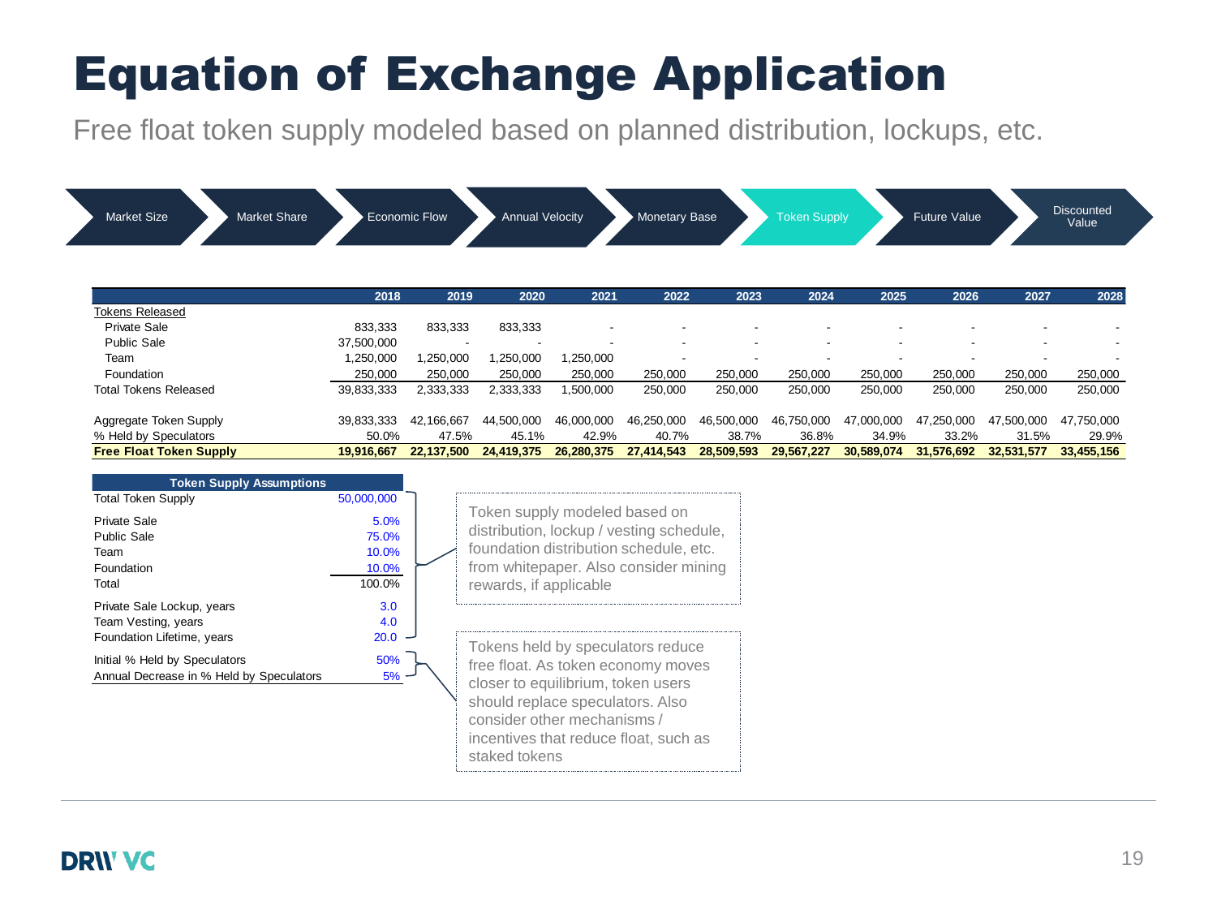# Equation of Exchange Application

Free float token supply modeled based on planned distribution, lockups, etc.

Market Size → Market Share → Economic Flow → Annual Velocity → Monetary Base → **Token Supply** → Future Value → Discounted Value

| | 2018 | 2019 | 2020 | 2021 | 2022 | 2023 | 2024 | 2025 | 2026 | 2027 | 2028 |
|---|---|---|---|---|---|---|---|---|---|---|---|
| Tokens Released | | | | | | | | | | | |
| Private Sale | 833,333 | 833,333 | 833,333 | - | - | - | - | - | - | - | - |
| Public Sale | 37,500,000 | - | - | - | - | - | - | - | - | - | - |
| Team | 1,250,000 | 1,250,000 | 1,250,000 | 1,250,000 | - | - | - | - | - | - | - |
| Foundation | 250,000 | 250,000 | 250,000 | 250,000 | 250,000 | 250,000 | 250,000 | 250,000 | 250,000 | 250,000 | 250,000 |
| Total Tokens Released | 39,833,333 | 2,333,333 | 2,333,333 | 1,500,000 | 250,000 | 250,000 | 250,000 | 250,000 | 250,000 | 250,000 | 250,000 |
| Aggregate Token Supply | 39,833,333 | 42,166,667 | 44,500,000 | 46,000,000 | 46,250,000 | 46,500,000 | 46,750,000 | 47,000,000 | 47,250,000 | 47,500,000 | 47,750,000 |
| % Held by Speculators | 50.0% | 47.5% | 45.1% | 42.9% | 40.7% | 38.7% | 36.8% | 34.9% | 33.2% | 31.5% | 29.9% |
| **Free Float Token Supply** | **19,916,667** | **22,137,500** | **24,419,375** | **26,280,375** | **27,414,543** | **28,509,593** | **29,567,227** | **30,589,074** | **31,576,692** | **32,531,577** | **33,455,156** |

| Token Supply Assumptions | |
|---|---|
| Total Token Supply | 50,000,000 |
| Private Sale | 5.0% |
| Public Sale | 75.0% |
| Team | 10.0% |
| Foundation | 10.0% |
| Total | 100.0% |
| Private Sale Lockup, years | 3.0 |
| Team Vesting, years | 4.0 |
| Foundation Lifetime, years | 20.0 |
| Initial % Held by Speculators | 50% |
| Annual Decrease in % Held by Speculators | 5% |

Token supply modeled based on distribution, lockup / vesting schedule, foundation distribution schedule, etc. from whitepaper. Also consider mining rewards, if applicable

Tokens held by speculators reduce free float. As token economy moves closer to equilibrium, token users should replace speculators. Also consider other mechanisms / incentives that reduce float, such as staked tokens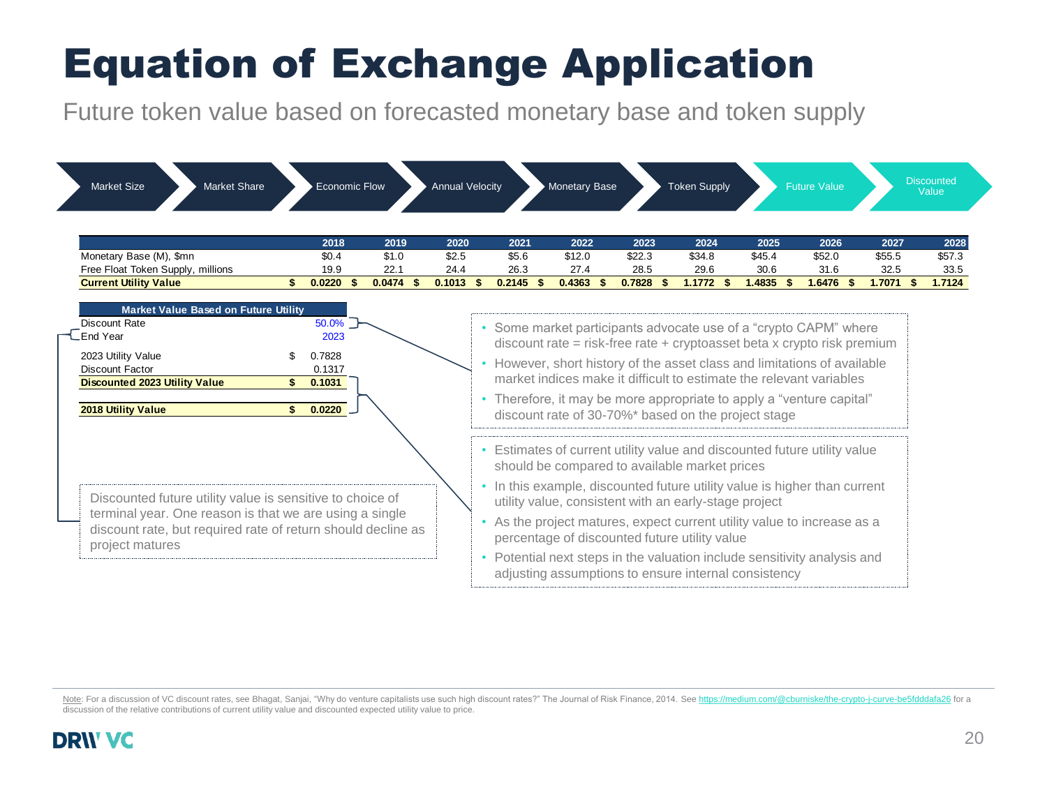# Equation of Exchange Application

Future token value based on forecasted monetary base and token supply

Market Size → Market Share → Economic Flow → Annual Velocity → Monetary Base → Token Supply → Future Value → Discounted Value

| | 2018 | 2019 | 2020 | 2021 | 2022 | 2023 | 2024 | 2025 | 2026 | 2027 | 2028 |
|---|---|---|---|---|---|---|---|---|---|---|---|
| Monetary Base (M), $mn | $0.4 | $1.0 | $2.5 | $5.6 | $12.0 | $22.3 | $34.8 | $45.4 | $52.0 | $55.5 | $57.3 |
| Free Float Token Supply, millions | 19.9 | 22.1 | 24.4 | 26.3 | 27.4 | 28.5 | 29.6 | 30.6 | 31.6 | 32.5 | 33.5 |
| **Current Utility Value** | **$ 0.0220** | **$ 0.0474** | **$ 0.1013** | **$ 0.2145** | **$ 0.4363** | **$ 0.7828** | **$ 1.1772** | **$ 1.4835** | **$ 1.6476** | **$ 1.7071** | **$ 1.7124** |

| Market Value Based on Future Utility | |
|---|---|
| Discount Rate | 50.0% |
| End Year | 2023 |
| 2023 Utility Value | $ 0.7828 |
| Discount Factor | 0.1317 |
| **Discounted 2023 Utility Value** | **$ 0.1031** |
| **2018 Utility Value** | **$ 0.0220** |

Discounted future utility value is sensitive to choice of terminal year. One reason is that we are using a single discount rate, but required rate of return should decline as project matures

- Some market participants advocate use of a "crypto CAPM" where discount rate = risk-free rate + cryptoasset beta x crypto risk premium
- However, short history of the asset class and limitations of available market indices make it difficult to estimate the relevant variables
- Therefore, it may be more appropriate to apply a "venture capital" discount rate of 30-70%* based on the project stage

- Estimates of current utility value and discounted future utility value should be compared to available market prices
- In this example, discounted future utility value is higher than current utility value, consistent with an early-stage project
- As the project matures, expect current utility value to increase as a percentage of discounted future utility value
- Potential next steps in the valuation include sensitivity analysis and adjusting assumptions to ensure internal consistency

Note: For a discussion of VC discount rates, see Bhagat, Sanjai, "Why do venture capitalists use such high discount rates?" The Journal of Risk Finance, 2014. See https://medium.com/@cburniske/the-crypto-j-curve-be5fdddafa26 for a discussion of the relative contributions of current utility value and discounted expected utility value to price.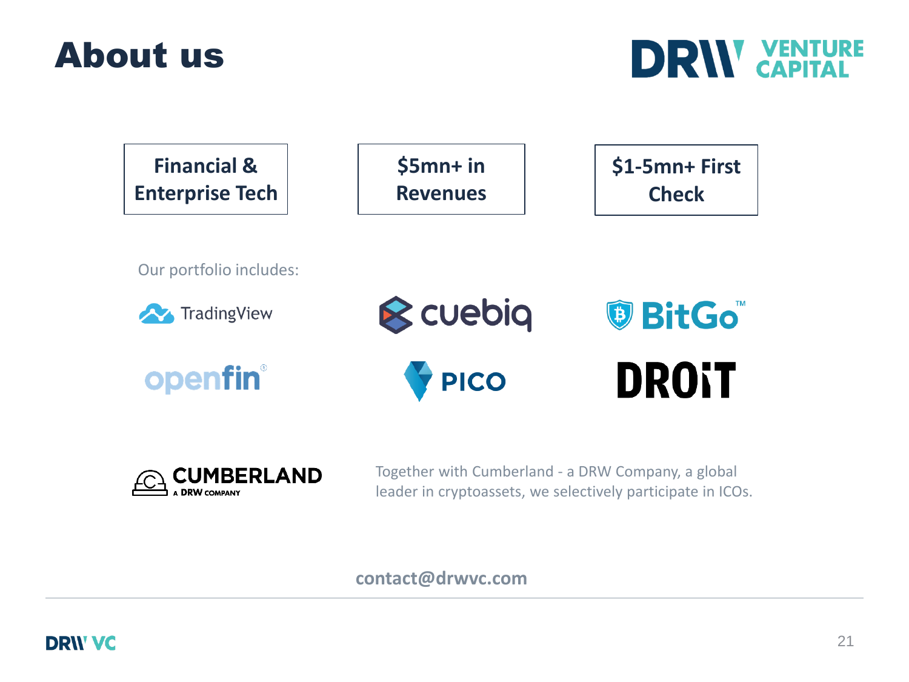# About us

DRW VENTURE CAPITAL

| Financial & Enterprise Tech | $5mn+ in Revenues | $1-5mn+ First Check |
|---|---|---|

Our portfolio includes:

- TradingView
- cuebiq
- BitGo™
- openfin®
- PICO
- DROiT

CUMBERLAND
A DRW COMPANY

Together with Cumberland - a DRW Company, a global leader in cryptoassets, we selectively participate in ICOs.

**contact@drwvc.com**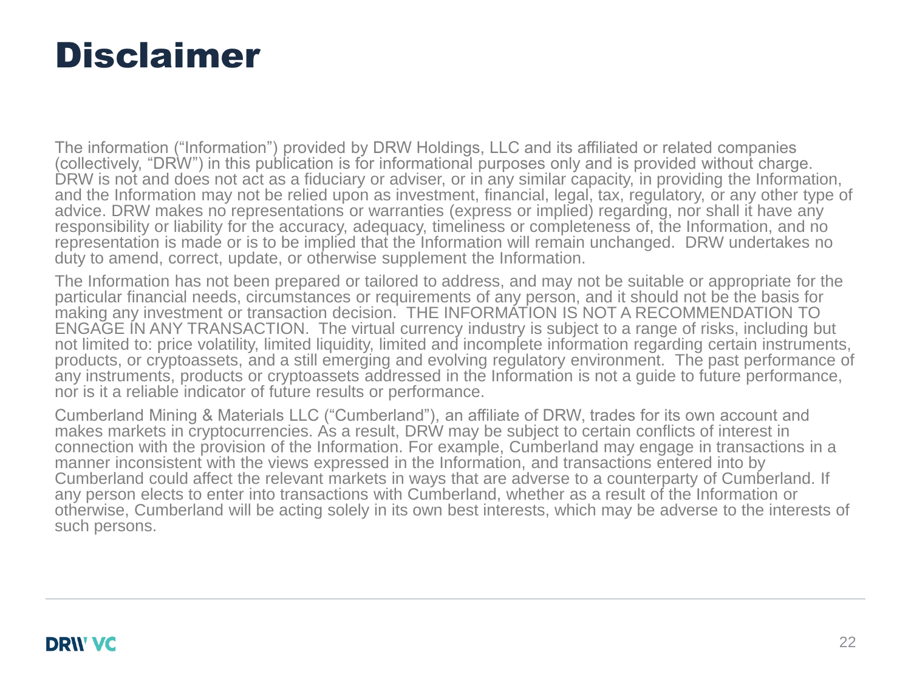# Disclaimer

The information ("Information") provided by DRW Holdings, LLC and its affiliated or related companies (collectively, "DRW") in this publication is for informational purposes only and is provided without charge. DRW is not and does not act as a fiduciary or adviser, or in any similar capacity, in providing the Information, and the Information may not be relied upon as investment, financial, legal, tax, regulatory, or any other type of advice. DRW makes no representations or warranties (express or implied) regarding, nor shall it have any responsibility or liability for the accuracy, adequacy, timeliness or completeness of, the Information, and no representation is made or is to be implied that the Information will remain unchanged. DRW undertakes no duty to amend, correct, update, or otherwise supplement the Information.

The Information has not been prepared or tailored to address, and may not be suitable or appropriate for the particular financial needs, circumstances or requirements of any person, and it should not be the basis for making any investment or transaction decision. THE INFORMATION IS NOT A RECOMMENDATION TO ENGAGE IN ANY TRANSACTION. The virtual currency industry is subject to a range of risks, including but not limited to: price volatility, limited liquidity, limited and incomplete information regarding certain instruments, products, or cryptoassets, and a still emerging and evolving regulatory environment. The past performance of any instruments, products or cryptoassets addressed in the Information is not a guide to future performance, nor is it a reliable indicator of future results or performance.

Cumberland Mining & Materials LLC ("Cumberland"), an affiliate of DRW, trades for its own account and makes markets in cryptocurrencies. As a result, DRW may be subject to certain conflicts of interest in connection with the provision of the Information. For example, Cumberland may engage in transactions in a manner inconsistent with the views expressed in the Information, and transactions entered into by Cumberland could affect the relevant markets in ways that are adverse to a counterparty of Cumberland. If any person elects to enter into transactions with Cumberland, whether as a result of the Information or otherwise, Cumberland will be acting solely in its own best interests, which may be adverse to the interests of such persons.